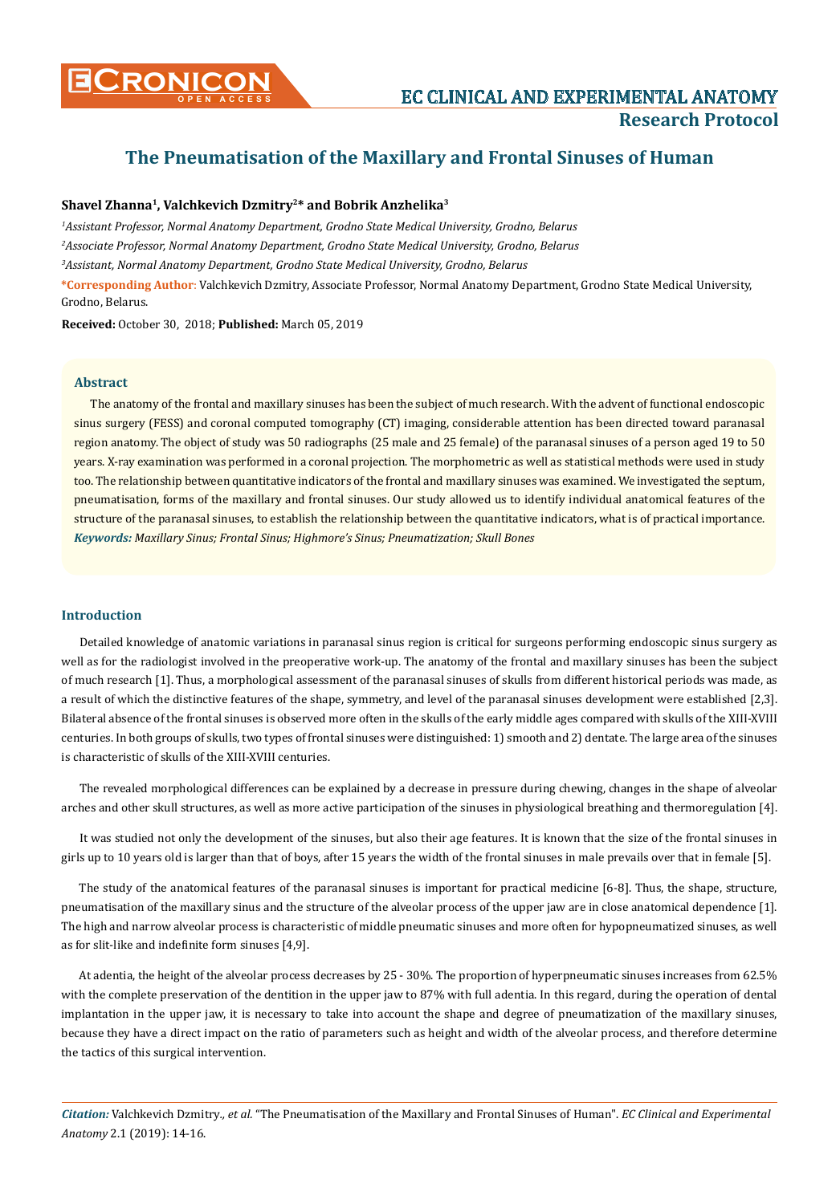Research Protocol

# The Pneumatisation of the Maxillary and Frontal Sinuses of Human

**Shavel Zhanna[1], Valchkevich Dzmitry[2]* and Bobrik Anzhelika[3]**

*[1]Assistant Professor, Normal Anatomy Department, Grodno State Medical University, Grodno, Belarus*

*[2]Associate Professor, Normal Anatomy Department, Grodno State Medical University, Grodno, Belarus*

*[3]Assistant, Normal Anatomy Department, Grodno State Medical University, Grodno, Belarus*

***Corresponding Author:** Valchkevich Dzmitry, Associate Professor, Normal Anatomy Department, Grodno State Medical University, Grodno, Belarus.

**Received:** October 30, 2018; **Published:** March 05, 2019

## Abstract

The anatomy of the frontal and maxillary sinuses has been the subject of much research. With the advent of functional endoscopic sinus surgery (FESS) and coronal computed tomography (CT) imaging, considerable attention has been directed toward paranasal region anatomy. The object of study was 50 radiographs (25 male and 25 female) of the paranasal sinuses of a person aged 19 to 50 years. X-ray examination was performed in a coronal projection. The morphometric as well as statistical methods were used in study too. The relationship between quantitative indicators of the frontal and maxillary sinuses was examined. We investigated the septum, pneumatisation, forms of the maxillary and frontal sinuses. Our study allowed us to identify individual anatomical features of the structure of the paranasal sinuses, to establish the relationship between the quantitative indicators, what is of practical importance.

***Keywords:*** *Maxillary Sinus; Frontal Sinus; Highmore's Sinus; Pneumatization; Skull Bones*

## Introduction

Detailed knowledge of anatomic variations in paranasal sinus region is critical for surgeons performing endoscopic sinus surgery as well as for the radiologist involved in the preoperative work-up. The anatomy of the frontal and maxillary sinuses has been the subject of much research [1]. Thus, a morphological assessment of the paranasal sinuses of skulls from different historical periods was made, as a result of which the distinctive features of the shape, symmetry, and level of the paranasal sinuses development were established [2,3]. Bilateral absence of the frontal sinuses is observed more often in the skulls of the early middle ages compared with skulls of the XIII-XVIII centuries. In both groups of skulls, two types of frontal sinuses were distinguished: 1) smooth and 2) dentate. The large area of the sinuses is characteristic of skulls of the XIII-XVIII centuries.

The revealed morphological differences can be explained by a decrease in pressure during chewing, changes in the shape of alveolar arches and other skull structures, as well as more active participation of the sinuses in physiological breathing and thermoregulation [4].

It was studied not only the development of the sinuses, but also their age features. It is known that the size of the frontal sinuses in girls up to 10 years old is larger than that of boys, after 15 years the width of the frontal sinuses in male prevails over that in female [5].

The study of the anatomical features of the paranasal sinuses is important for practical medicine [6-8]. Thus, the shape, structure, pneumatisation of the maxillary sinus and the structure of the alveolar process of the upper jaw are in close anatomical dependence [1]. The high and narrow alveolar process is characteristic of middle pneumatic sinuses and more often for hypopneumatized sinuses, as well as for slit-like and indefinite form sinuses [4,9].

At adentia, the height of the alveolar process decreases by 25 - 30%. The proportion of hyperpneumatic sinuses increases from 62.5% with the complete preservation of the dentition in the upper jaw to 87% with full adentia. In this regard, during the operation of dental implantation in the upper jaw, it is necessary to take into account the shape and degree of pneumatization of the maxillary sinuses, because they have a direct impact on the ratio of parameters such as height and width of the alveolar process, and therefore determine the tactics of this surgical intervention.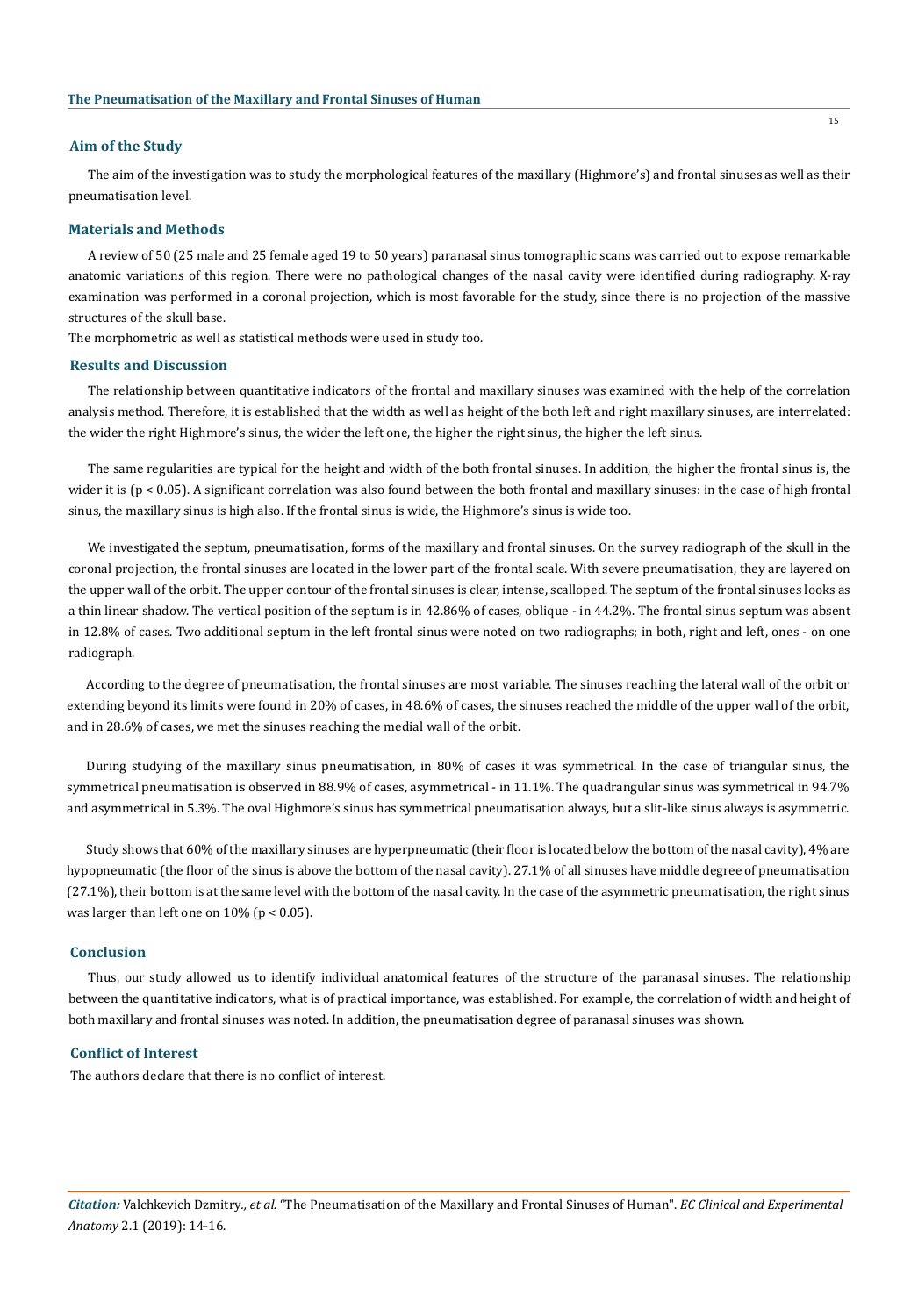## Aim of the Study

The aim of the investigation was to study the morphological features of the maxillary (Highmore's) and frontal sinuses as well as their pneumatisation level.

## Materials and Methods

A review of 50 (25 male and 25 female aged 19 to 50 years) paranasal sinus tomographic scans was carried out to expose remarkable anatomic variations of this region. There were no pathological changes of the nasal cavity were identified during radiography. X-ray examination was performed in a coronal projection, which is most favorable for the study, since there is no projection of the massive structures of the skull base.

The morphometric as well as statistical methods were used in study too.

## Results and Discussion

The relationship between quantitative indicators of the frontal and maxillary sinuses was examined with the help of the correlation analysis method. Therefore, it is established that the width as well as height of the both left and right maxillary sinuses, are interrelated: the wider the right Highmore's sinus, the wider the left one, the higher the right sinus, the higher the left sinus.

The same regularities are typical for the height and width of the both frontal sinuses. In addition, the higher the frontal sinus is, the wider it is ($p < 0.05$). A significant correlation was also found between the both frontal and maxillary sinuses: in the case of high frontal sinus, the maxillary sinus is high also. If the frontal sinus is wide, the Highmore's sinus is wide too.

We investigated the septum, pneumatisation, forms of the maxillary and frontal sinuses. On the survey radiograph of the skull in the coronal projection, the frontal sinuses are located in the lower part of the frontal scale. With severe pneumatisation, they are layered on the upper wall of the orbit. The upper contour of the frontal sinuses is clear, intense, scalloped. The septum of the frontal sinuses looks as a thin linear shadow. The vertical position of the septum is in 42.86% of cases, oblique - in 44.2%. The frontal sinus septum was absent in 12.8% of cases. Two additional septum in the left frontal sinus were noted on two radiographs; in both, right and left, ones - on one radiograph.

According to the degree of pneumatisation, the frontal sinuses are most variable. The sinuses reaching the lateral wall of the orbit or extending beyond its limits were found in 20% of cases, in 48.6% of cases, the sinuses reached the middle of the upper wall of the orbit, and in 28.6% of cases, we met the sinuses reaching the medial wall of the orbit.

During studying of the maxillary sinus pneumatisation, in 80% of cases it was symmetrical. In the case of triangular sinus, the symmetrical pneumatisation is observed in 88.9% of cases, asymmetrical - in 11.1%. The quadrangular sinus was symmetrical in 94.7% and asymmetrical in 5.3%. The oval Highmore's sinus has symmetrical pneumatisation always, but a slit-like sinus always is asymmetric.

Study shows that 60% of the maxillary sinuses are hyperpneumatic (their floor is located below the bottom of the nasal cavity), 4% are hypopneumatic (the floor of the sinus is above the bottom of the nasal cavity). 27.1% of all sinuses have middle degree of pneumatisation (27.1%), their bottom is at the same level with the bottom of the nasal cavity. In the case of the asymmetric pneumatisation, the right sinus was larger than left one on 10% ($p < 0.05$).

## Conclusion

Thus, our study allowed us to identify individual anatomical features of the structure of the paranasal sinuses. The relationship between the quantitative indicators, what is of practical importance, was established. For example, the correlation of width and height of both maxillary and frontal sinuses was noted. In addition, the pneumatisation degree of paranasal sinuses was shown.

## Conflict of Interest

The authors declare that there is no conflict of interest.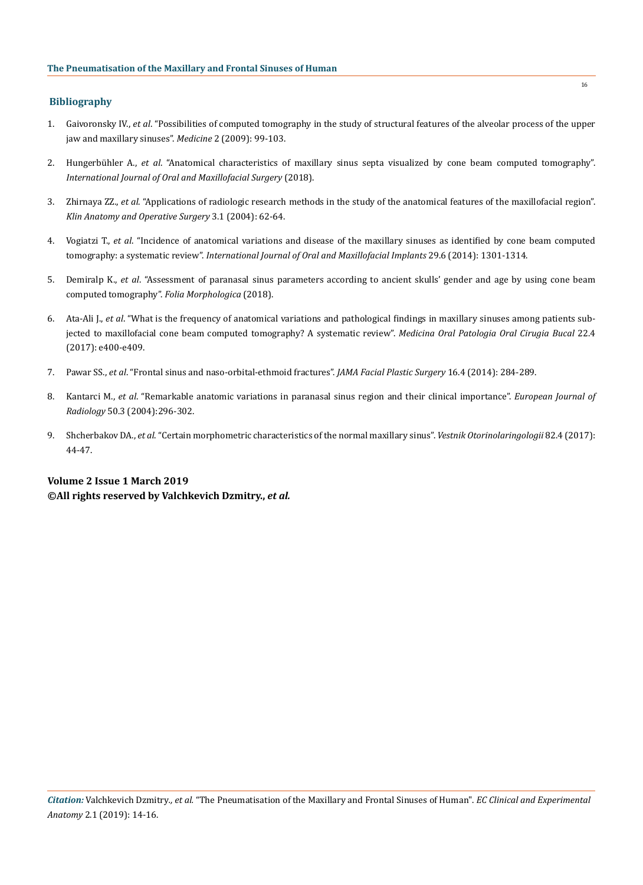## Bibliography

1. Gaivoronsky IV., *et al*. "Possibilities of computed tomography in the study of structural features of the alveolar process of the upper jaw and maxillary sinuses". *Medicine* 2 (2009): 99-103.

2. Hungerbühler A., *et al*. "Anatomical characteristics of maxillary sinus septa visualized by cone beam computed tomography". *International Journal of Oral and Maxillofacial Surgery* (2018).

3. Zhirnaya ZZ., *et al*. "Applications of radiologic research methods in the study of the anatomical features of the maxillofacial region". *Klin Anatomy and Operative Surgery* 3.1 (2004): 62-64.

4. Vogiatzi T., *et al*. "Incidence of anatomical variations and disease of the maxillary sinuses as identified by cone beam computed tomography: a systematic review". *International Journal of Oral and Maxillofacial Implants* 29.6 (2014): 1301-1314.

5. Demiralp K., *et al*. "Assessment of paranasal sinus parameters according to ancient skulls' gender and age by using cone beam computed tomography". *Folia Morphologica* (2018).

6. Ata-Ali J., *et al*. "What is the frequency of anatomical variations and pathological findings in maxillary sinuses among patients subjected to maxillofacial cone beam computed tomography? A systematic review". *Medicina Oral Patologia Oral Cirugia Bucal* 22.4 (2017): e400-e409.

7. Pawar SS., *et al*. "Frontal sinus and naso-orbital-ethmoid fractures". *JAMA Facial Plastic Surgery* 16.4 (2014): 284-289.

8. Kantarci M., *et al*. "Remarkable anatomic variations in paranasal sinus region and their clinical importance". *European Journal of Radiology* 50.3 (2004):296-302.

9. Shcherbakov DA., *et al*. "Certain morphometric characteristics of the normal maxillary sinus". *Vestnik Otorinolaringologii* 82.4 (2017): 44-47.

**Volume 2 Issue 1 March 2019**
**©All rights reserved by Valchkevich Dzmitry., *et al.***